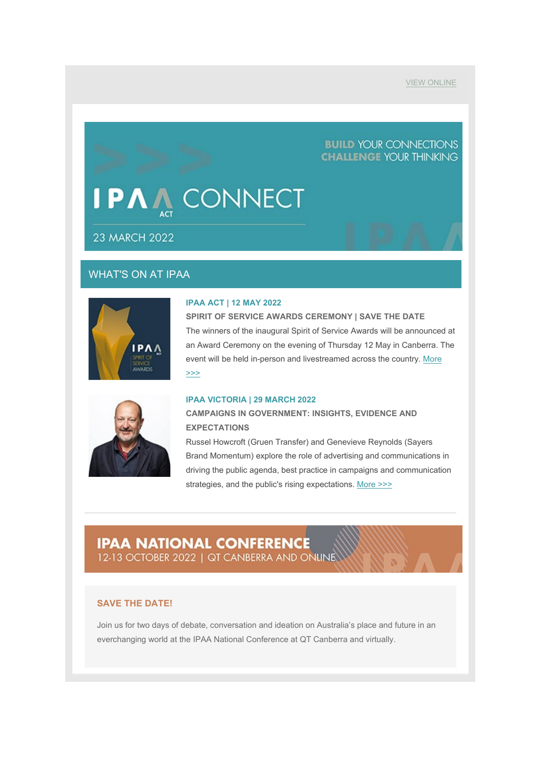VIEW ONLINE

BUILD YOUR CONNECTIONS
CHALLENGE YOUR THINKING

# IPAA ACT CONNECT

23 MARCH 2022

## WHAT'S ON AT IPAA

### IPAA ACT | 12 MAY 2022

**SPIRIT OF SERVICE AWARDS CEREMONY | SAVE THE DATE**

The winners of the inaugural Spirit of Service Awards will be announced at an Award Ceremony on the evening of Thursday 12 May in Canberra. The event will be held in-person and livestreamed across the country. More >>>

### IPAA VICTORIA | 29 MARCH 2022

**CAMPAIGNS IN GOVERNMENT: INSIGHTS, EVIDENCE AND EXPECTATIONS**

Russel Howcroft (Gruen Transfer) and Genevieve Reynolds (Sayers Brand Momentum) explore the role of advertising and communications in driving the public agenda, best practice in campaigns and communication strategies, and the public's rising expectations. More >>>

---

## IPAA NATIONAL CONFERENCE

12-13 OCTOBER 2022 | QT CANBERRA AND ONLINE

### SAVE THE DATE!

Join us for two days of debate, conversation and ideation on Australia's place and future in an everchanging world at the IPAA National Conference at QT Canberra and virtually.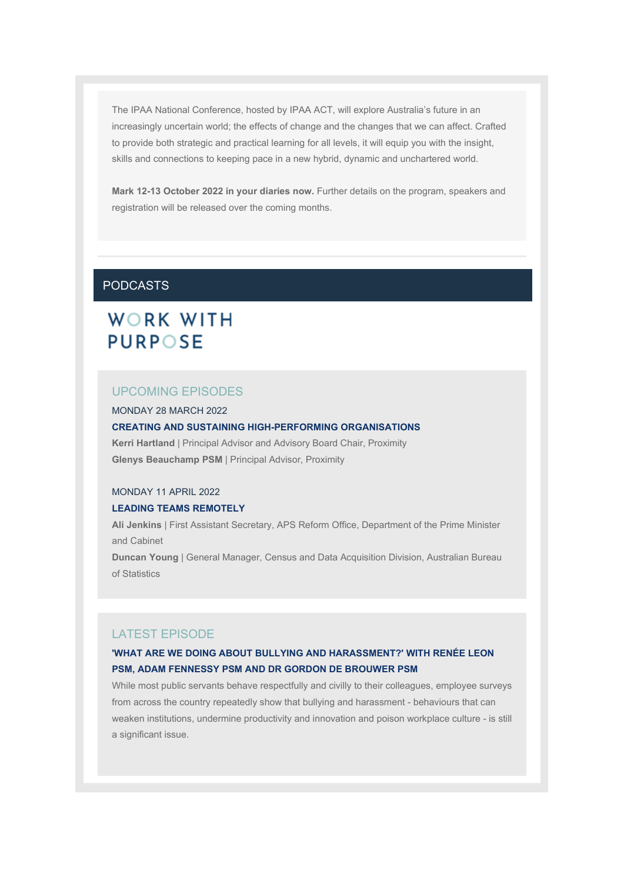The IPAA National Conference, hosted by IPAA ACT, will explore Australia's future in an increasingly uncertain world; the effects of change and the changes that we can affect. Crafted to provide both strategic and practical learning for all levels, it will equip you with the insight, skills and connections to keeping pace in a new hybrid, dynamic and unchartered world.

**Mark 12-13 October 2022 in your diaries now.** Further details on the program, speakers and registration will be released over the coming months.

## PODCASTS

WORK WITH PURPOSE

### UPCOMING EPISODES

MONDAY 28 MARCH 2022

**CREATING AND SUSTAINING HIGH-PERFORMING ORGANISATIONS**

**Kerri Hartland** | Principal Advisor and Advisory Board Chair, Proximity
**Glenys Beauchamp PSM** | Principal Advisor, Proximity

MONDAY 11 APRIL 2022

**LEADING TEAMS REMOTELY**

**Ali Jenkins** | First Assistant Secretary, APS Reform Office, Department of the Prime Minister and Cabinet
**Duncan Young** | General Manager, Census and Data Acquisition Division, Australian Bureau of Statistics

### LATEST EPISODE

**'WHAT ARE WE DOING ABOUT BULLYING AND HARASSMENT?' WITH RENÉE LEON PSM, ADAM FENNESSY PSM AND DR GORDON DE BROUWER PSM**

While most public servants behave respectfully and civilly to their colleagues, employee surveys from across the country repeatedly show that bullying and harassment - behaviours that can weaken institutions, undermine productivity and innovation and poison workplace culture - is still a significant issue.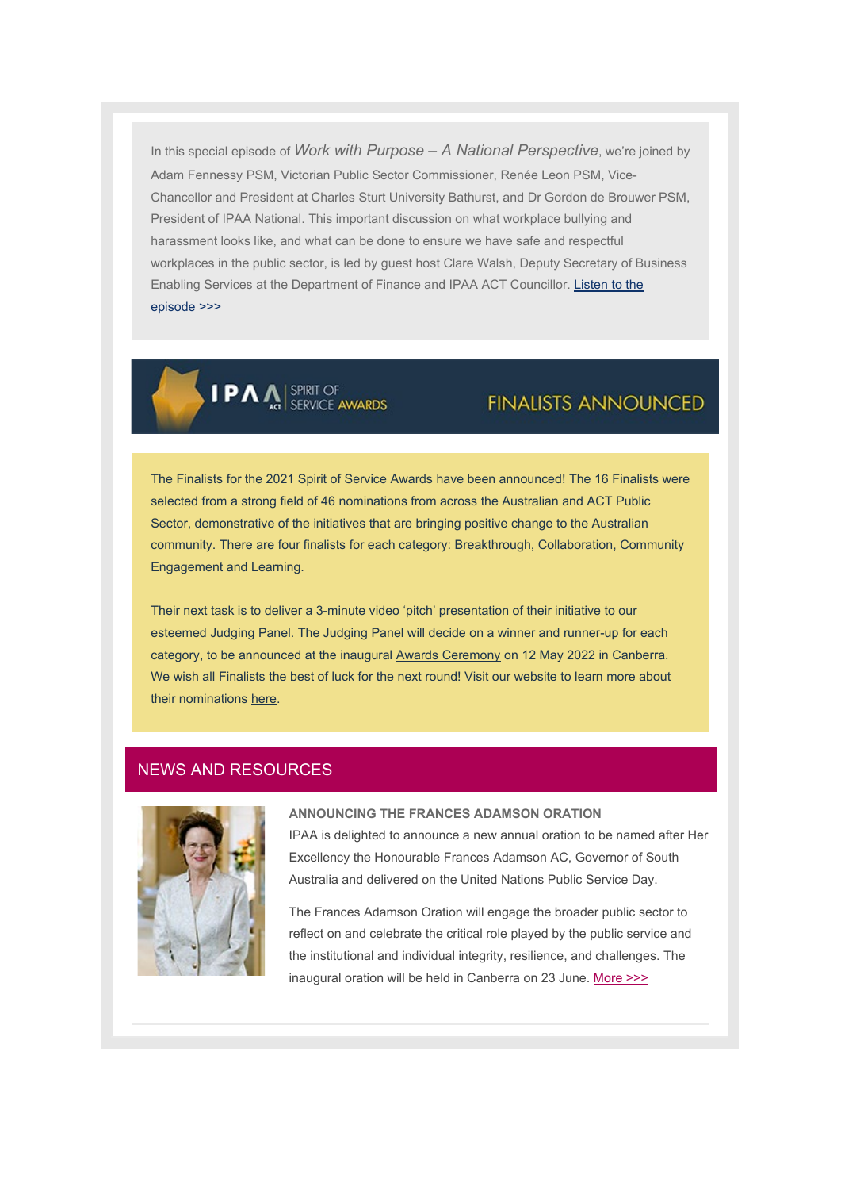In this special episode of *Work with Purpose – A National Perspective*, we're joined by Adam Fennessy PSM, Victorian Public Sector Commissioner, Renée Leon PSM, Vice-Chancellor and President at Charles Sturt University Bathurst, and Dr Gordon de Brouwer PSM, President of IPAA National. This important discussion on what workplace bullying and harassment looks like, and what can be done to ensure we have safe and respectful workplaces in the public sector, is led by guest host Clare Walsh, Deputy Secretary of Business Enabling Services at the Department of Finance and IPAA ACT Councillor. Listen to the episode >>>

IPAA ACT SPIRIT OF SERVICE AWARDS — FINALISTS ANNOUNCED

The Finalists for the 2021 Spirit of Service Awards have been announced! The 16 Finalists were selected from a strong field of 46 nominations from across the Australian and ACT Public Sector, demonstrative of the initiatives that are bringing positive change to the Australian community. There are four finalists for each category: Breakthrough, Collaboration, Community Engagement and Learning.

Their next task is to deliver a 3-minute video 'pitch' presentation of their initiative to our esteemed Judging Panel. The Judging Panel will decide on a winner and runner-up for each category, to be announced at the inaugural Awards Ceremony on 12 May 2022 in Canberra. We wish all Finalists the best of luck for the next round! Visit our website to learn more about their nominations here.

## NEWS AND RESOURCES

**ANNOUNCING THE FRANCES ADAMSON ORATION**

IPAA is delighted to announce a new annual oration to be named after Her Excellency the Honourable Frances Adamson AC, Governor of South Australia and delivered on the United Nations Public Service Day.

The Frances Adamson Oration will engage the broader public sector to reflect on and celebrate the critical role played by the public service and the institutional and individual integrity, resilience, and challenges. The inaugural oration will be held in Canberra on 23 June. More >>>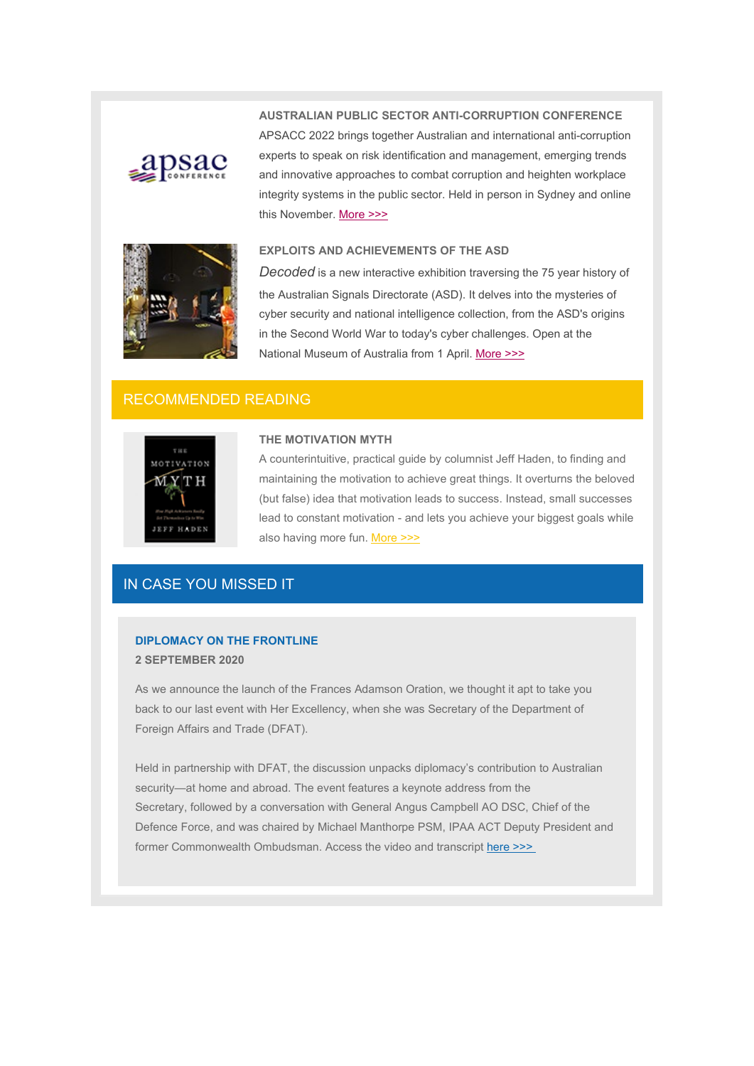### AUSTRALIAN PUBLIC SECTOR ANTI-CORRUPTION CONFERENCE

APSACC 2022 brings together Australian and international anti-corruption experts to speak on risk identification and management, emerging trends and innovative approaches to combat corruption and heighten workplace integrity systems in the public sector. Held in person in Sydney and online this November. More >>>

### EXPLOITS AND ACHIEVEMENTS OF THE ASD

*Decoded* is a new interactive exhibition traversing the 75 year history of the Australian Signals Directorate (ASD). It delves into the mysteries of cyber security and national intelligence collection, from the ASD's origins in the Second World War to today's cyber challenges. Open at the National Museum of Australia from 1 April. More >>>

## RECOMMENDED READING

### THE MOTIVATION MYTH

A counterintuitive, practical guide by columnist Jeff Haden, to finding and maintaining the motivation to achieve great things. It overturns the beloved (but false) idea that motivation leads to success. Instead, small successes lead to constant motivation - and lets you achieve your biggest goals while also having more fun. More >>>

## IN CASE YOU MISSED IT

### DIPLOMACY ON THE FRONTLINE

**2 SEPTEMBER 2020**

As we announce the launch of the Frances Adamson Oration, we thought it apt to take you back to our last event with Her Excellency, when she was Secretary of the Department of Foreign Affairs and Trade (DFAT).

Held in partnership with DFAT, the discussion unpacks diplomacy's contribution to Australian security—at home and abroad. The event features a keynote address from the Secretary, followed by a conversation with General Angus Campbell AO DSC, Chief of the Defence Force, and was chaired by Michael Manthorpe PSM, IPAA ACT Deputy President and former Commonwealth Ombudsman. Access the video and transcript here >>>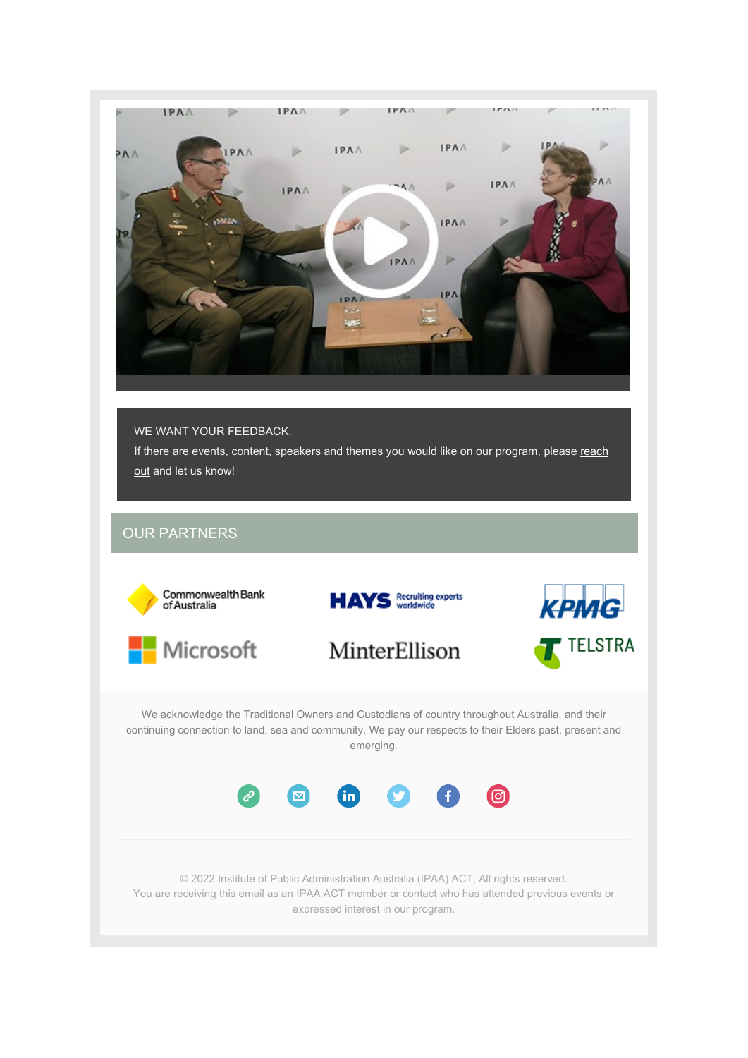WE WANT YOUR FEEDBACK.

If there are events, content, speakers and themes you would like on our program, please reach out and let us know!

## OUR PARTNERS

Commonwealth Bank of Australia

HAYS Recruiting experts worldwide

KPMG

Microsoft

MinterEllison

TELSTRA

We acknowledge the Traditional Owners and Custodians of country throughout Australia, and their continuing connection to land, sea and community. We pay our respects to their Elders past, present and emerging.

© 2022 Institute of Public Administration Australia (IPAA) ACT, All rights reserved.
You are receiving this email as an IPAA ACT member or contact who has attended previous events or expressed interest in our program.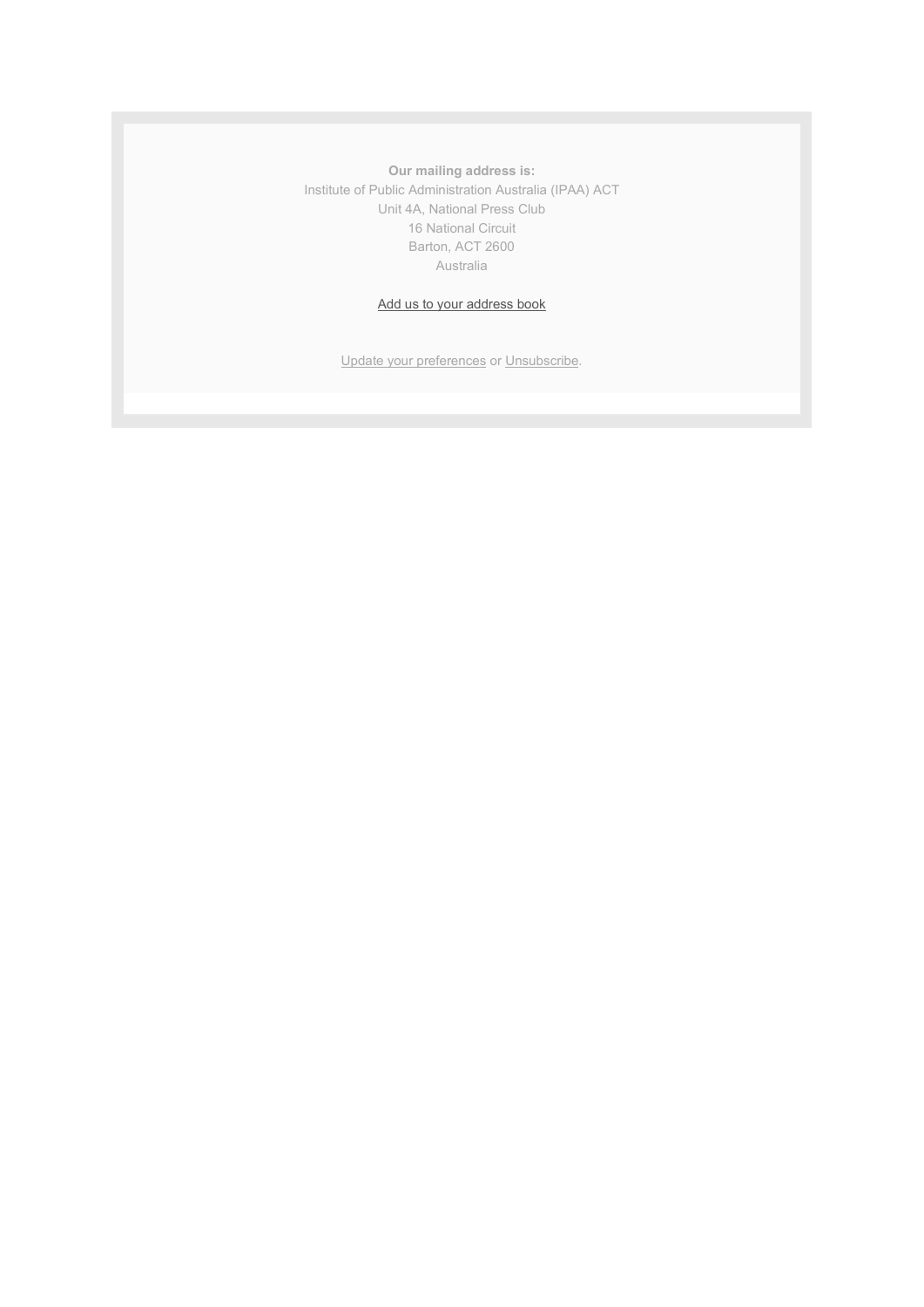**Our mailing address is:**
Institute of Public Administration Australia (IPAA) ACT
Unit 4A, National Press Club
16 National Circuit
Barton, ACT 2600
Australia

Add us to your address book

Update your preferences or Unsubscribe.